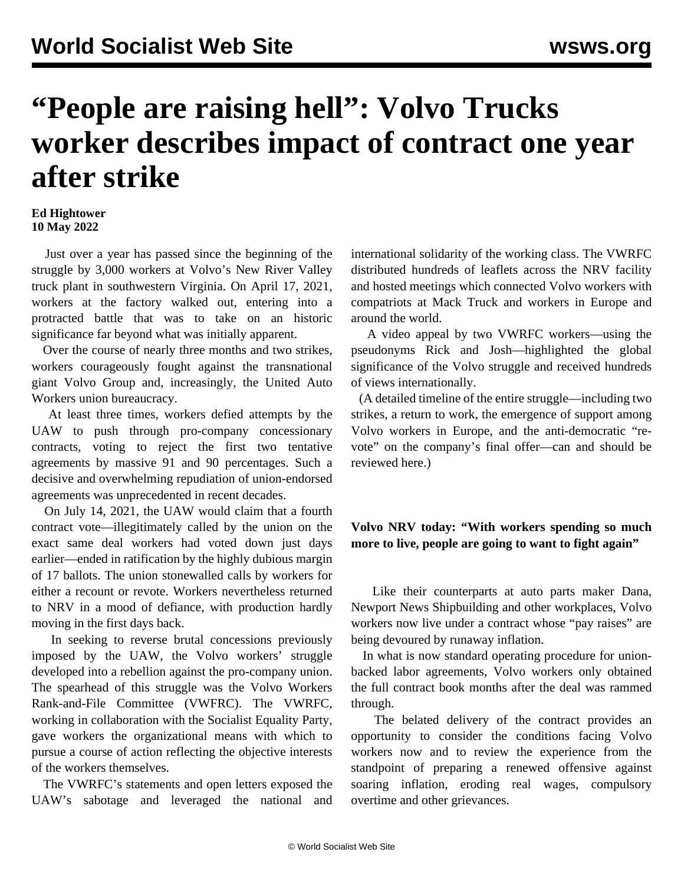# "People are raising hell": Volvo Trucks worker describes impact of contract one year after strike

**Ed Hightower**
**10 May 2022**

Just over a year has passed since the beginning of the struggle by 3,000 workers at Volvo's New River Valley truck plant in southwestern Virginia. On April 17, 2021, workers at the factory walked out, entering into a protracted battle that was to take on an historic significance far beyond what was initially apparent.

Over the course of nearly three months and two strikes, workers courageously fought against the transnational giant Volvo Group and, increasingly, the United Auto Workers union bureaucracy.

At least three times, workers defied attempts by the UAW to push through pro-company concessionary contracts, voting to reject the first two tentative agreements by massive 91 and 90 percentages. Such a decisive and overwhelming repudiation of union-endorsed agreements was unprecedented in recent decades.

On July 14, 2021, the UAW would claim that a fourth contract vote—illegitimately called by the union on the exact same deal workers had voted down just days earlier—ended in ratification by the highly dubious margin of 17 ballots. The union stonewalled calls by workers for either a recount or revote. Workers nevertheless returned to NRV in a mood of defiance, with production hardly moving in the first days back.

In seeking to reverse brutal concessions previously imposed by the UAW, the Volvo workers' struggle developed into a rebellion against the pro-company union. The spearhead of this struggle was the Volvo Workers Rank-and-File Committee (VWFRC). The VWRFC, working in collaboration with the Socialist Equality Party, gave workers the organizational means with which to pursue a course of action reflecting the objective interests of the workers themselves.

The VWRFC's statements and open letters exposed the UAW's sabotage and leveraged the national and international solidarity of the working class. The VWRFC distributed hundreds of leaflets across the NRV facility and hosted meetings which connected Volvo workers with compatriots at Mack Truck and workers in Europe and around the world.

A video appeal by two VWRFC workers—using the pseudonyms Rick and Josh—highlighted the global significance of the Volvo struggle and received hundreds of views internationally.

(A detailed timeline of the entire struggle—including two strikes, a return to work, the emergence of support among Volvo workers in Europe, and the anti-democratic "re-vote" on the company's final offer—can and should be reviewed here.)

**Volvo NRV today: "With workers spending so much more to live, people are going to want to fight again"**

Like their counterparts at auto parts maker Dana, Newport News Shipbuilding and other workplaces, Volvo workers now live under a contract whose "pay raises" are being devoured by runaway inflation.

In what is now standard operating procedure for union-backed labor agreements, Volvo workers only obtained the full contract book months after the deal was rammed through.

The belated delivery of the contract provides an opportunity to consider the conditions facing Volvo workers now and to review the experience from the standpoint of preparing a renewed offensive against soaring inflation, eroding real wages, compulsory overtime and other grievances.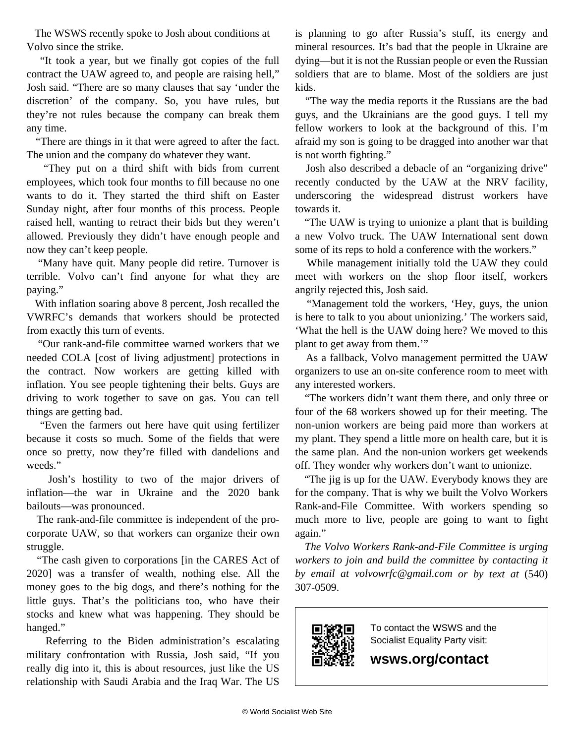The WSWS recently spoke to Josh about conditions at Volvo since the strike.

"It took a year, but we finally got copies of the full contract the UAW agreed to, and people are raising hell," Josh said. "There are so many clauses that say 'under the discretion' of the company. So, you have rules, but they're not rules because the company can break them any time.

"There are things in it that were agreed to after the fact. The union and the company do whatever they want.

"They put on a third shift with bids from current employees, which took four months to fill because no one wants to do it. They started the third shift on Easter Sunday night, after four months of this process. People raised hell, wanting to retract their bids but they weren't allowed. Previously they didn't have enough people and now they can't keep people.

"Many have quit. Many people did retire. Turnover is terrible. Volvo can't find anyone for what they are paying."

With inflation soaring above 8 percent, Josh recalled the VWRFC's demands that workers should be protected from exactly this turn of events.

"Our rank-and-file committee warned workers that we needed COLA [cost of living adjustment] protections in the contract. Now workers are getting killed with inflation. You see people tightening their belts. Guys are driving to work together to save on gas. You can tell things are getting bad.

"Even the farmers out here have quit using fertilizer because it costs so much. Some of the fields that were once so pretty, now they're filled with dandelions and weeds."

Josh's hostility to two of the major drivers of inflation—the war in Ukraine and the 2020 bank bailouts—was pronounced.

The rank-and-file committee is independent of the pro-corporate UAW, so that workers can organize their own struggle.

"The cash given to corporations [in the CARES Act of 2020] was a transfer of wealth, nothing else. All the money goes to the big dogs, and there's nothing for the little guys. That's the politicians too, who have their stocks and knew what was happening. They should be hanged."

Referring to the Biden administration's escalating military confrontation with Russia, Josh said, "If you really dig into it, this is about resources, just like the US relationship with Saudi Arabia and the Iraq War. The US is planning to go after Russia's stuff, its energy and mineral resources. It's bad that the people in Ukraine are dying—but it is not the Russian people or even the Russian soldiers that are to blame. Most of the soldiers are just kids.

"The way the media reports it the Russians are the bad guys, and the Ukrainians are the good guys. I tell my fellow workers to look at the background of this. I'm afraid my son is going to be dragged into another war that is not worth fighting."

Josh also described a debacle of an "organizing drive" recently conducted by the UAW at the NRV facility, underscoring the widespread distrust workers have towards it.

"The UAW is trying to unionize a plant that is building a new Volvo truck. The UAW International sent down some of its reps to hold a conference with the workers."

While management initially told the UAW they could meet with workers on the shop floor itself, workers angrily rejected this, Josh said.

"Management told the workers, 'Hey, guys, the union is here to talk to you about unionizing.' The workers said, 'What the hell is the UAW doing here? We moved to this plant to get away from them.'"

As a fallback, Volvo management permitted the UAW organizers to use an on-site conference room to meet with any interested workers.

"The workers didn't want them there, and only three or four of the 68 workers showed up for their meeting. The non-union workers are being paid more than workers at my plant. They spend a little more on health care, but it is the same plan. And the non-union workers get weekends off. They wonder why workers don't want to unionize.

"The jig is up for the UAW. Everybody knows they are for the company. That is why we built the Volvo Workers Rank-and-File Committee. With workers spending so much more to live, people are going to want to fight again."

*The Volvo Workers Rank-and-File Committee is urging workers to join and build the committee by contacting it by email at volvowrfc@gmail.com or by text at* (540) 307-0509.

To contact the WSWS and the Socialist Equality Party visit:

**wsws.org/contact**